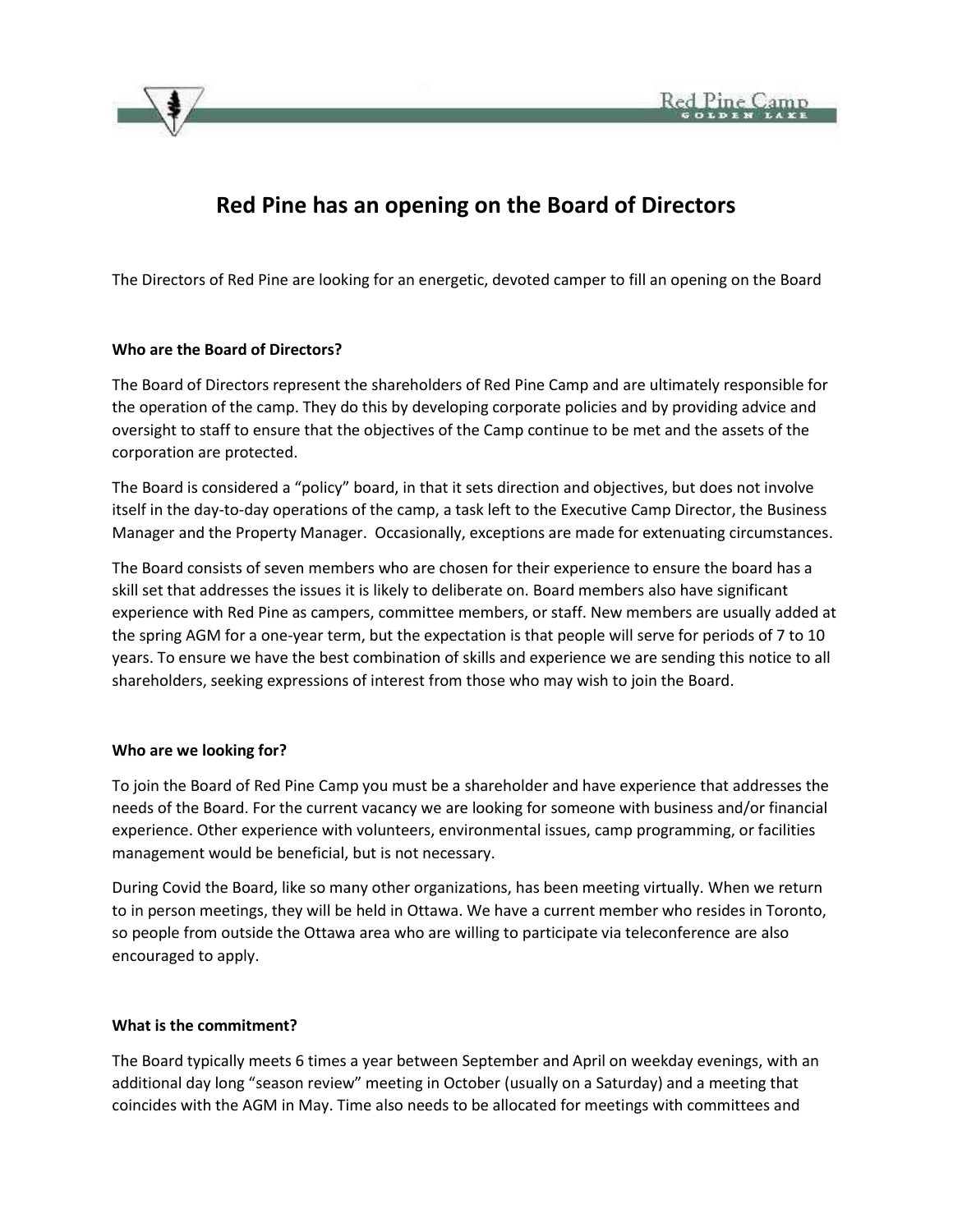# Red Pine has an opening on the Board of Directors

The Directors of Red Pine are looking for an energetic, devoted camper to fill an opening on the Board

**Who are the Board of Directors?**

The Board of Directors represent the shareholders of Red Pine Camp and are ultimately responsible for the operation of the camp. They do this by developing corporate policies and by providing advice and oversight to staff to ensure that the objectives of the Camp continue to be met and the assets of the corporation are protected.

The Board is considered a "policy" board, in that it sets direction and objectives, but does not involve itself in the day-to-day operations of the camp, a task left to the Executive Camp Director, the Business Manager and the Property Manager. Occasionally, exceptions are made for extenuating circumstances.

The Board consists of seven members who are chosen for their experience to ensure the board has a skill set that addresses the issues it is likely to deliberate on. Board members also have significant experience with Red Pine as campers, committee members, or staff. New members are usually added at the spring AGM for a one-year term, but the expectation is that people will serve for periods of 7 to 10 years. To ensure we have the best combination of skills and experience we are sending this notice to all shareholders, seeking expressions of interest from those who may wish to join the Board.

**Who are we looking for?**

To join the Board of Red Pine Camp you must be a shareholder and have experience that addresses the needs of the Board. For the current vacancy we are looking for someone with business and/or financial experience. Other experience with volunteers, environmental issues, camp programming, or facilities management would be beneficial, but is not necessary.

During Covid the Board, like so many other organizations, has been meeting virtually. When we return to in person meetings, they will be held in Ottawa. We have a current member who resides in Toronto, so people from outside the Ottawa area who are willing to participate via teleconference are also encouraged to apply.

**What is the commitment?**

The Board typically meets 6 times a year between September and April on weekday evenings, with an additional day long "season review" meeting in October (usually on a Saturday) and a meeting that coincides with the AGM in May. Time also needs to be allocated for meetings with committees and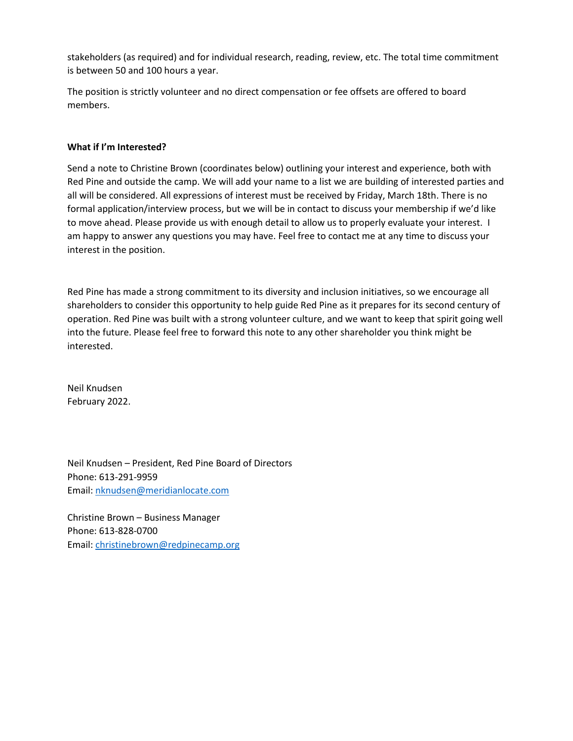stakeholders (as required) and for individual research, reading, review, etc. The total time commitment is between 50 and 100 hours a year.

The position is strictly volunteer and no direct compensation or fee offsets are offered to board members.

**What if I'm Interested?**

Send a note to Christine Brown (coordinates below) outlining your interest and experience, both with Red Pine and outside the camp. We will add your name to a list we are building of interested parties and all will be considered. All expressions of interest must be received by Friday, March 18th. There is no formal application/interview process, but we will be in contact to discuss your membership if we'd like to move ahead. Please provide us with enough detail to allow us to properly evaluate your interest. I am happy to answer any questions you may have. Feel free to contact me at any time to discuss your interest in the position.

Red Pine has made a strong commitment to its diversity and inclusion initiatives, so we encourage all shareholders to consider this opportunity to help guide Red Pine as it prepares for its second century of operation. Red Pine was built with a strong volunteer culture, and we want to keep that spirit going well into the future. Please feel free to forward this note to any other shareholder you think might be interested.

Neil Knudsen
February 2022.

Neil Knudsen – President, Red Pine Board of Directors
Phone: 613-291-9959
Email: nknudsen@meridianlocate.com

Christine Brown – Business Manager
Phone: 613-828-0700
Email: christinebrown@redpinecamp.org